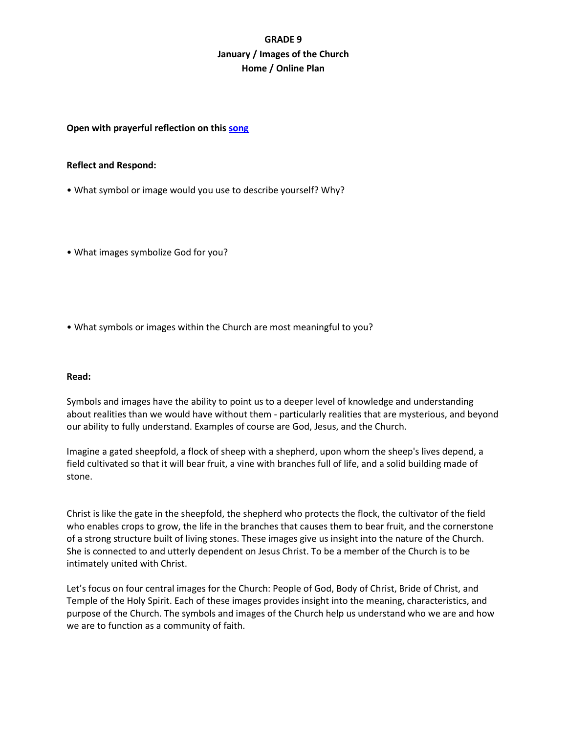# GRADE 9
## January / Images of the Church
## Home / Online Plan

**Open with prayerful reflection on this song**

**Reflect and Respond:**

- What symbol or image would you use to describe yourself? Why?

- What images symbolize God for you?

- What symbols or images within the Church are most meaningful to you?

**Read:**

Symbols and images have the ability to point us to a deeper level of knowledge and understanding about realities than we would have without them - particularly realities that are mysterious, and beyond our ability to fully understand. Examples of course are God, Jesus, and the Church.

Imagine a gated sheepfold, a flock of sheep with a shepherd, upon whom the sheep's lives depend, a field cultivated so that it will bear fruit, a vine with branches full of life, and a solid building made of stone.

Christ is like the gate in the sheepfold, the shepherd who protects the flock, the cultivator of the field who enables crops to grow, the life in the branches that causes them to bear fruit, and the cornerstone of a strong structure built of living stones. These images give us insight into the nature of the Church. She is connected to and utterly dependent on Jesus Christ. To be a member of the Church is to be intimately united with Christ.

Let's focus on four central images for the Church: People of God, Body of Christ, Bride of Christ, and Temple of the Holy Spirit. Each of these images provides insight into the meaning, characteristics, and purpose of the Church. The symbols and images of the Church help us understand who we are and how we are to function as a community of faith.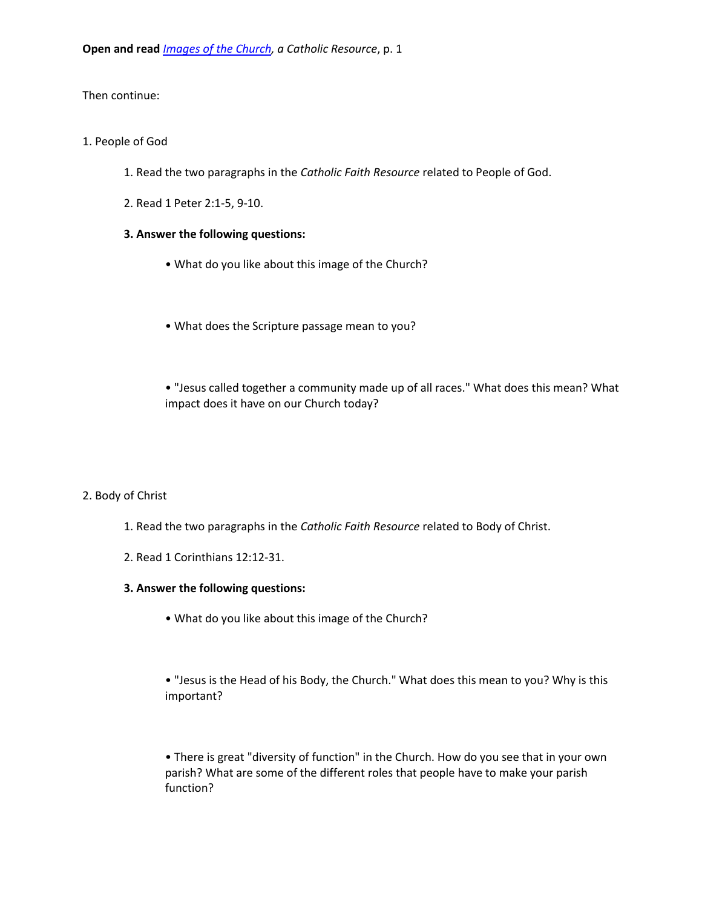**Open and read** *[Images of the Church](Images of the Church), a Catholic Resource*, p. 1

Then continue:

1. People of God

    1. Read the two paragraphs in the *Catholic Faith Resource* related to People of God.

    2. Read 1 Peter 2:1-5, 9-10.

    **3. Answer the following questions:**

    - What do you like about this image of the Church?

    - What does the Scripture passage mean to you?

    - "Jesus called together a community made up of all races." What does this mean? What impact does it have on our Church today?

2. Body of Christ

    1. Read the two paragraphs in the *Catholic Faith Resource* related to Body of Christ.

    2. Read 1 Corinthians 12:12-31.

    **3. Answer the following questions:**

    - What do you like about this image of the Church?

    - "Jesus is the Head of his Body, the Church." What does this mean to you? Why is this important?

    - There is great "diversity of function" in the Church. How do you see that in your own parish? What are some of the different roles that people have to make your parish function?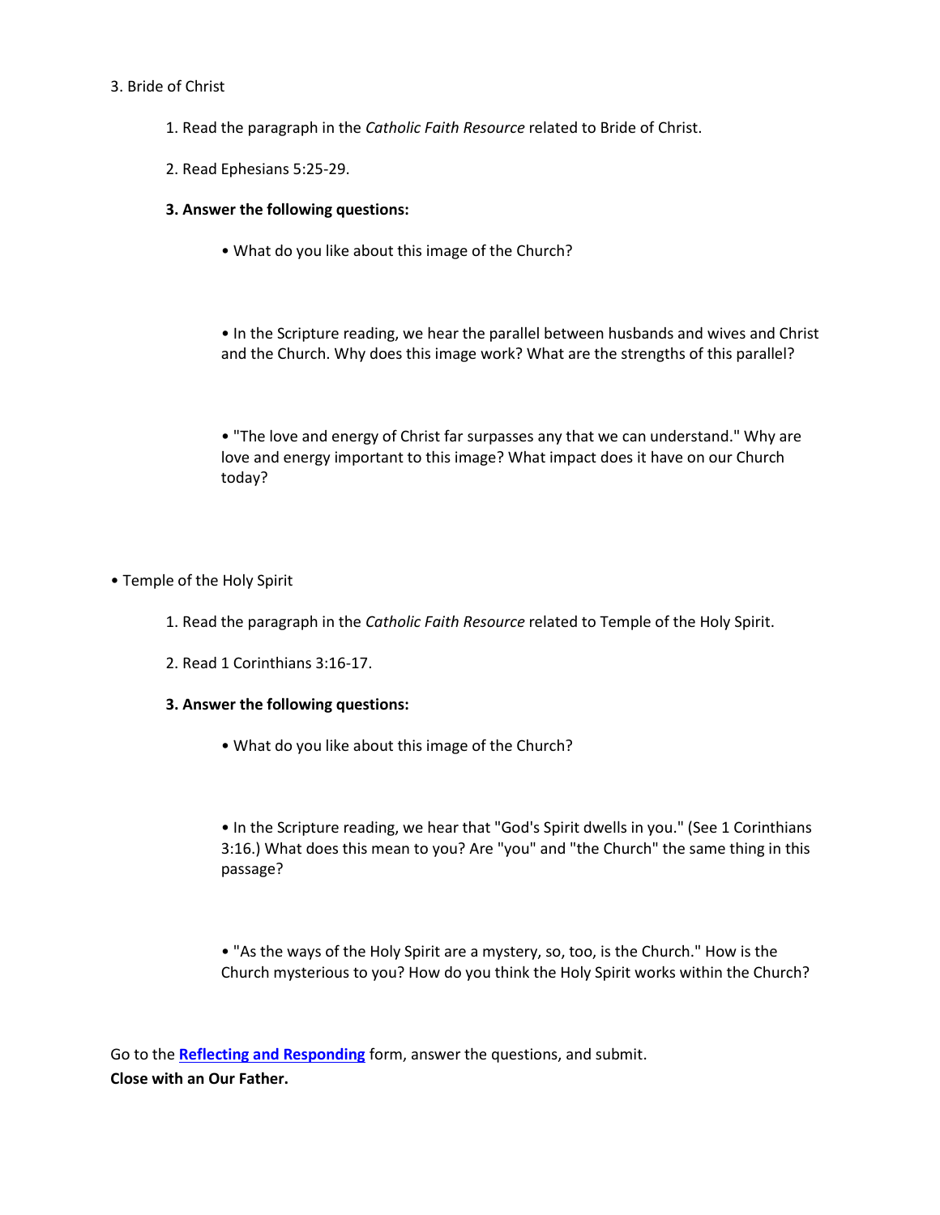3. Bride of Christ

   1. Read the paragraph in the *Catholic Faith Resource* related to Bride of Christ.

   2. Read Ephesians 5:25-29.

   3. **Answer the following questions:**

      • What do you like about this image of the Church?

      • In the Scripture reading, we hear the parallel between husbands and wives and Christ and the Church. Why does this image work? What are the strengths of this parallel?

      • "The love and energy of Christ far surpasses any that we can understand." Why are love and energy important to this image? What impact does it have on our Church today?

• Temple of the Holy Spirit

   1. Read the paragraph in the *Catholic Faith Resource* related to Temple of the Holy Spirit.

   2. Read 1 Corinthians 3:16-17.

   3. **Answer the following questions:**

      • What do you like about this image of the Church?

      • In the Scripture reading, we hear that "God's Spirit dwells in you." (See 1 Corinthians 3:16.) What does this mean to you? Are "you" and "the Church" the same thing in this passage?

      • "As the ways of the Holy Spirit are a mystery, so, too, is the Church." How is the Church mysterious to you? How do you think the Holy Spirit works within the Church?

Go to the **Reflecting and Responding** form, answer the questions, and submit.
**Close with an Our Father.**